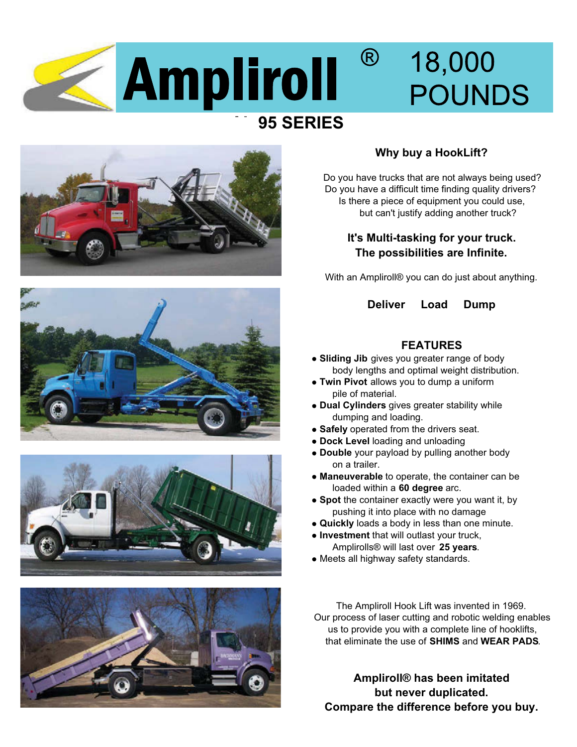# Ampliroll® 18,000 POUNDS

## 95 SERIES

### Why buy a HookLift?

Do you have trucks that are not always being used?
Do you have a difficult time finding quality drivers?
Is there a piece of equipment you could use,
but can't justify adding another truck?

**It's Multi-tasking for your truck.
The possibilities are Infinite.**

With an Ampliroll® you can do just about anything.

**Deliver Load Dump**

### FEATURES

- **Sliding Jib** gives you greater range of body body lengths and optimal weight distribution.
- **Twin Pivot** allows you to dump a uniform pile of material.
- **Dual Cylinders** gives greater stability while dumping and loading.
- **Safely** operated from the drivers seat.
- **Dock Level** loading and unloading
- **Double** your payload by pulling another body on a trailer.
- **Maneuverable** to operate, the container can be loaded within a **60 degree** arc.
- **Spot** the container exactly were you want it, by pushing it into place with no damage
- **Quickly** loads a body in less than one minute.
- **Investment** that will outlast your truck, Amplirolls® will last over **25 years**.
- Meets all highway safety standards.

The Ampliroll Hook Lift was invented in 1969.
Our process of laser cutting and robotic welding enables us to provide you with a complete line of hooklifts, that eliminate the use of **SHIMS** and **WEAR PADS**.

**Ampliroll® has been imitated
but never duplicated.
Compare the difference before you buy.**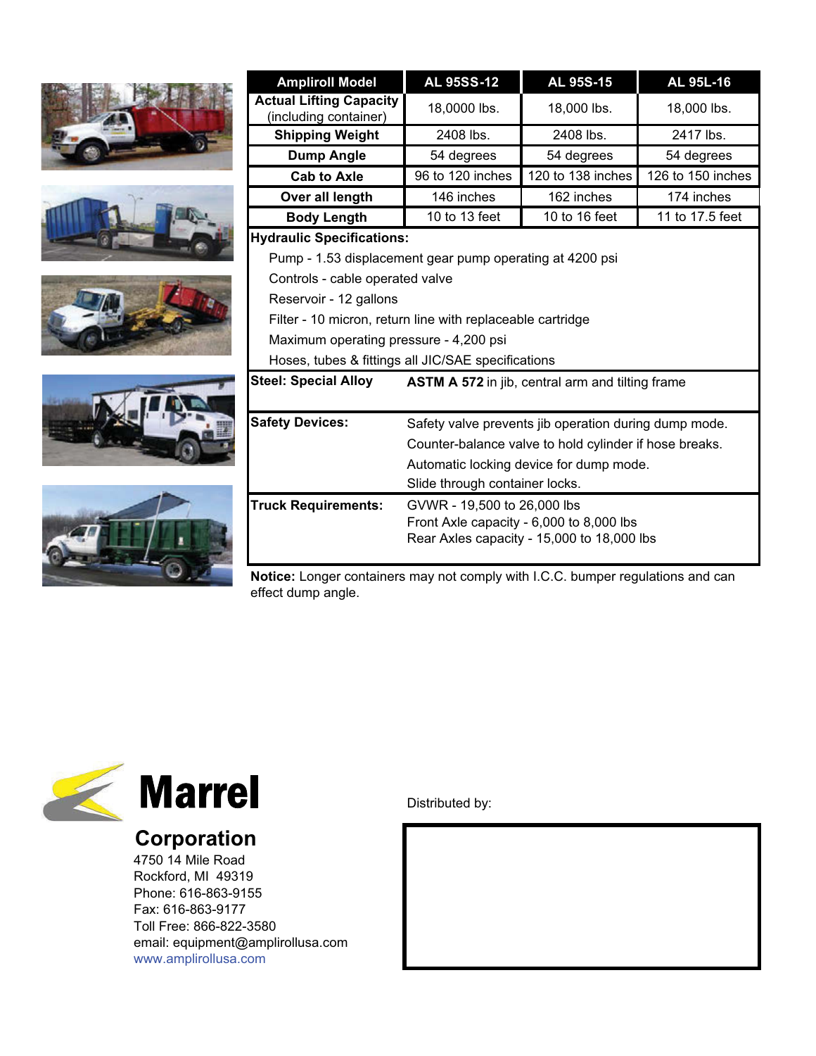| Ampliroll Model | AL 95SS-12 | AL 95S-15 | AL 95L-16 |
|---|---|---|---|
| **Actual Lifting Capacity** (including container) | 18,0000 lbs. | 18,000 lbs. | 18,000 lbs. |
| **Shipping Weight** | 2408 lbs. | 2408 lbs. | 2417 lbs. |
| **Dump Angle** | 54 degrees | 54 degrees | 54 degrees |
| **Cab to Axle** | 96 to 120 inches | 120 to 138 inches | 126 to 150 inches |
| **Over all length** | 146 inches | 162 inches | 174 inches |
| **Body Length** | 10 to 13 feet | 10 to 16 feet | 11 to 17.5 feet |

**Hydraulic Specifications:**

- Pump - 1.53 displacement gear pump operating at 4200 psi
- Controls - cable operated valve
- Reservoir - 12 gallons
- Filter - 10 micron, return line with replaceable cartridge
- Maximum operating pressure - 4,200 psi
- Hoses, tubes & fittings all JIC/SAE specifications

**Steel: Special Alloy** — **ASTM A 572** in jib, central arm and tilting frame

**Safety Devices:**

- Safety valve prevents jib operation during dump mode.
- Counter-balance valve to hold cylinder if hose breaks.
- Automatic locking device for dump mode.
- Slide through container locks.

**Truck Requirements:**

- GVWR - 19,500 to 26,000 lbs
- Front Axle capacity - 6,000 to 8,000 lbs
- Rear Axles capacity - 15,000 to 18,000 lbs

**Notice:** Longer containers may not comply with I.C.C. bumper regulations and can effect dump angle.

**Marrel Corporation**
4750 14 Mile Road
Rockford, MI 49319
Phone: 616-863-9155
Fax: 616-863-9177
Toll Free: 866-822-3580
email: equipment@amplirollusa.com
www.amplirollusa.com

Distributed by: